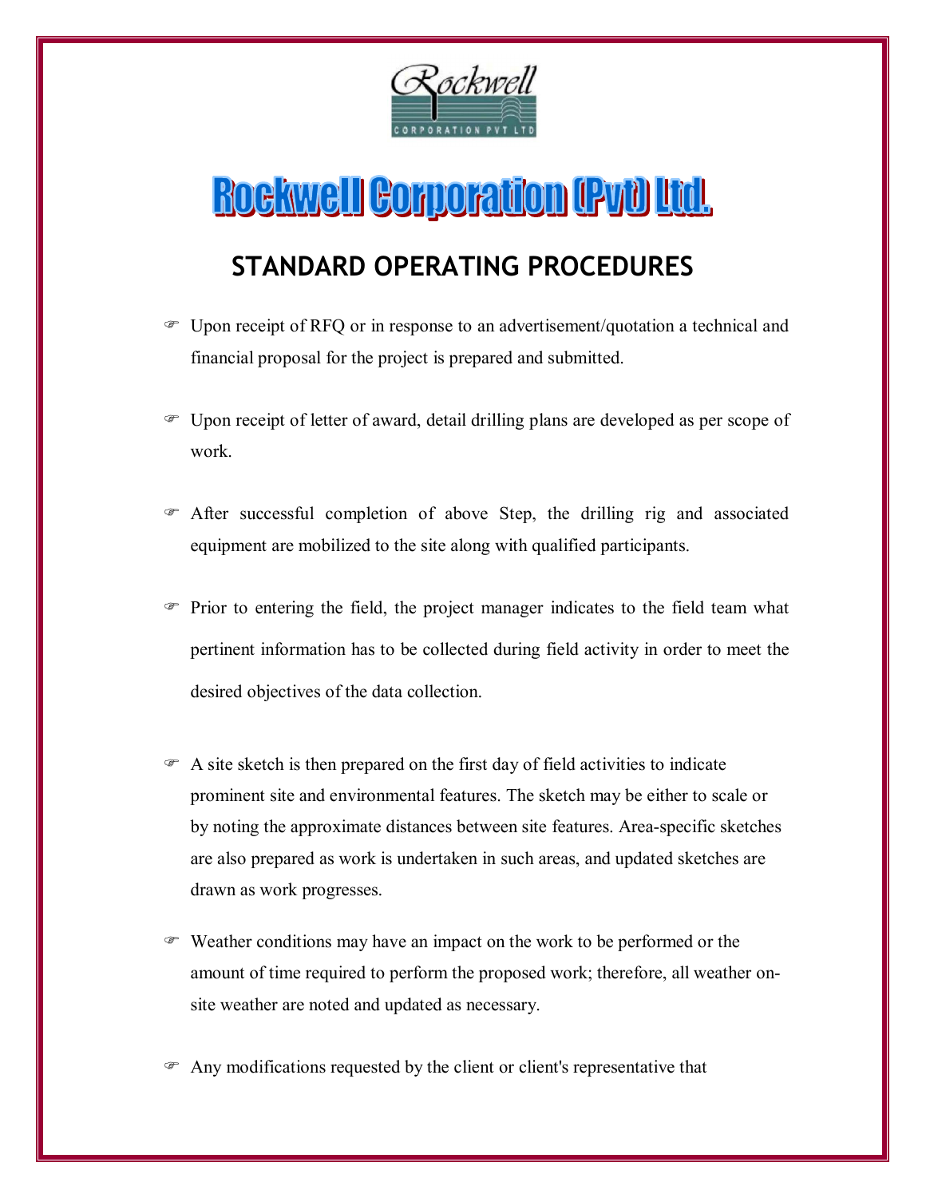# Rockwell Corporation (Pvt) Ltd.

## STANDARD OPERATING PROCEDURES

- Upon receipt of RFQ or in response to an advertisement/quotation a technical and financial proposal for the project is prepared and submitted.

- Upon receipt of letter of award, detail drilling plans are developed as per scope of work.

- After successful completion of above Step, the drilling rig and associated equipment are mobilized to the site along with qualified participants.

- Prior to entering the field, the project manager indicates to the field team what pertinent information has to be collected during field activity in order to meet the desired objectives of the data collection.

- A site sketch is then prepared on the first day of field activities to indicate prominent site and environmental features. The sketch may be either to scale or by noting the approximate distances between site features. Area-specific sketches are also prepared as work is undertaken in such areas, and updated sketches are drawn as work progresses.

- Weather conditions may have an impact on the work to be performed or the amount of time required to perform the proposed work; therefore, all weather on-site weather are noted and updated as necessary.

- Any modifications requested by the client or client's representative that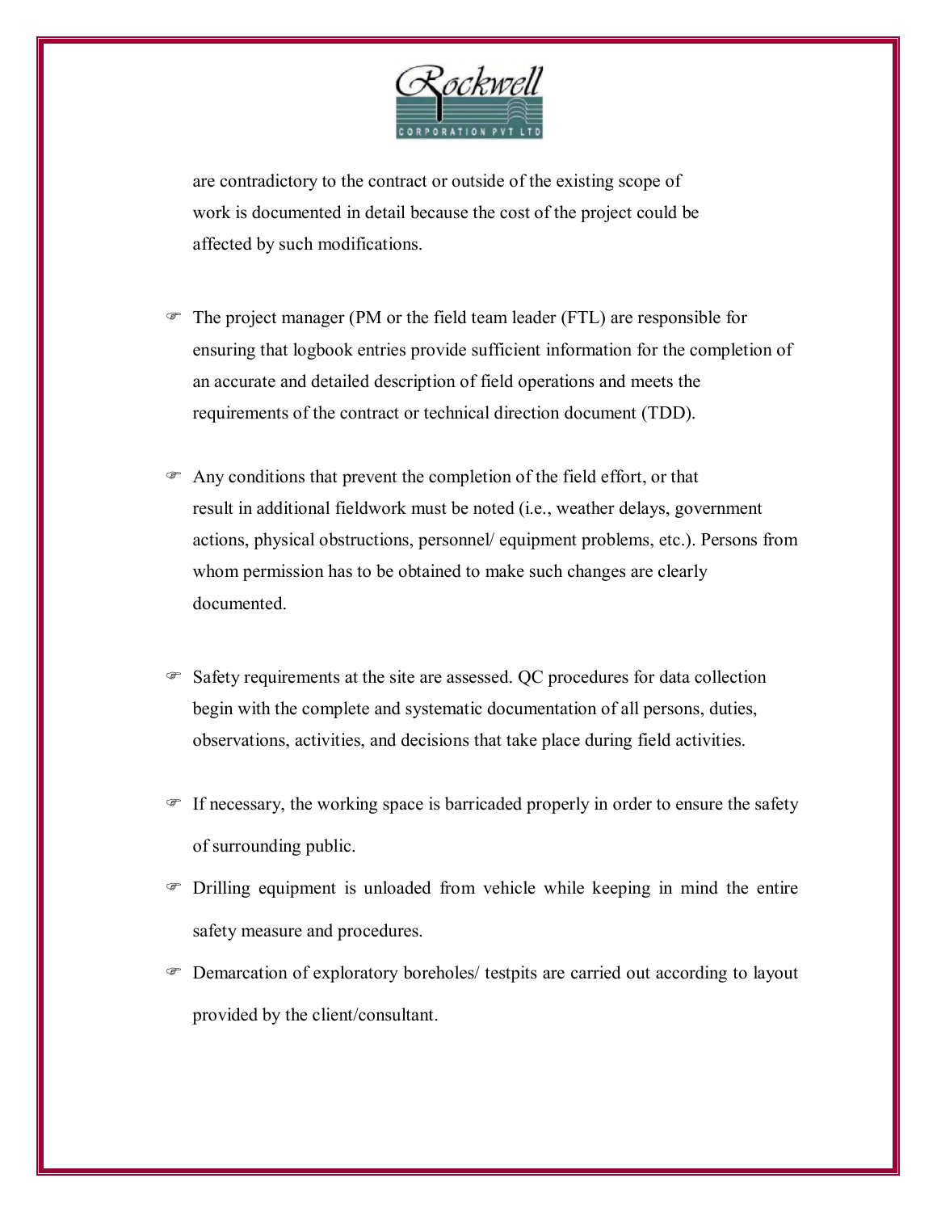are contradictory to the contract or outside of the existing scope of work is documented in detail because the cost of the project could be affected by such modifications.

- The project manager (PM or the field team leader (FTL) are responsible for ensuring that logbook entries provide sufficient information for the completion of an accurate and detailed description of field operations and meets the requirements of the contract or technical direction document (TDD).

- Any conditions that prevent the completion of the field effort, or that result in additional fieldwork must be noted (i.e., weather delays, government actions, physical obstructions, personnel/ equipment problems, etc.). Persons from whom permission has to be obtained to make such changes are clearly documented.

- Safety requirements at the site are assessed. QC procedures for data collection begin with the complete and systematic documentation of all persons, duties, observations, activities, and decisions that take place during field activities.

- If necessary, the working space is barricaded properly in order to ensure the safety of surrounding public.
- Drilling equipment is unloaded from vehicle while keeping in mind the entire safety measure and procedures.
- Demarcation of exploratory boreholes/ testpits are carried out according to layout provided by the client/consultant.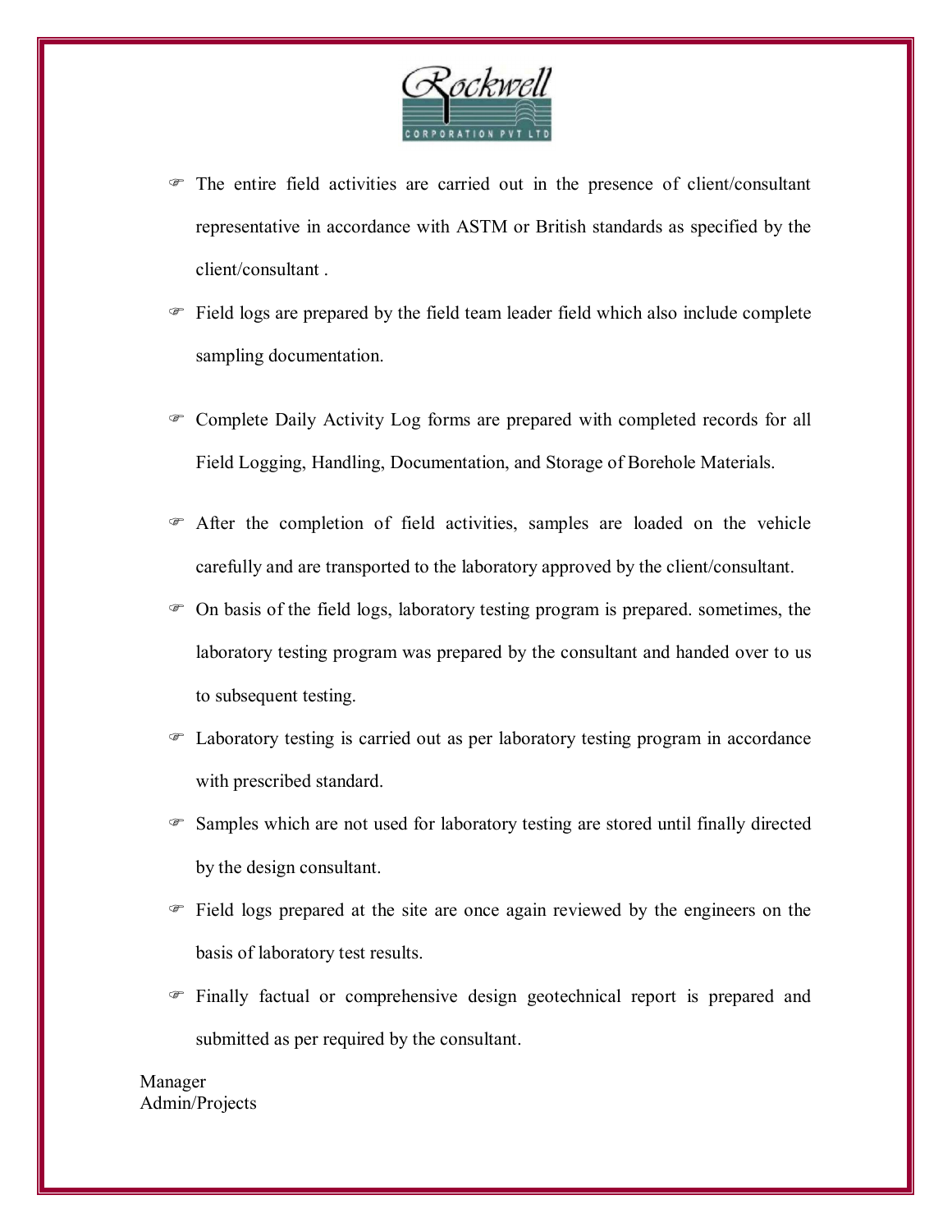- The entire field activities are carried out in the presence of client/consultant representative in accordance with ASTM or British standards as specified by the client/consultant .
- Field logs are prepared by the field team leader field which also include complete sampling documentation.
- Complete Daily Activity Log forms are prepared with completed records for all Field Logging, Handling, Documentation, and Storage of Borehole Materials.
- After the completion of field activities, samples are loaded on the vehicle carefully and are transported to the laboratory approved by the client/consultant.
- On basis of the field logs, laboratory testing program is prepared. sometimes, the laboratory testing program was prepared by the consultant and handed over to us to subsequent testing.
- Laboratory testing is carried out as per laboratory testing program in accordance with prescribed standard.
- Samples which are not used for laboratory testing are stored until finally directed by the design consultant.
- Field logs prepared at the site are once again reviewed by the engineers on the basis of laboratory test results.
- Finally factual or comprehensive design geotechnical report is prepared and submitted as per required by the consultant.

Manager
Admin/Projects